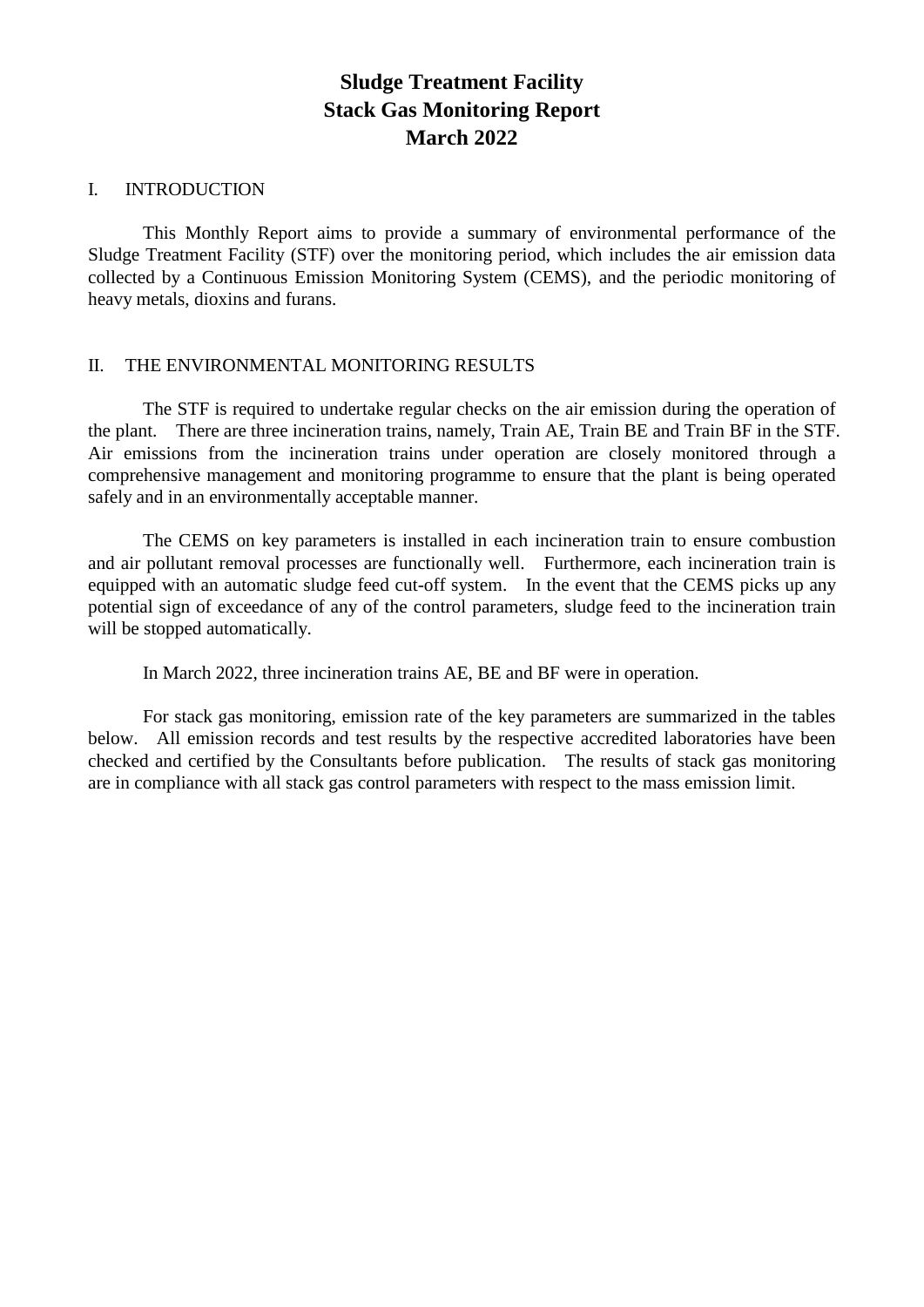# Sludge Treatment Facility
# Stack Gas Monitoring Report
# March 2022

## I. INTRODUCTION

This Monthly Report aims to provide a summary of environmental performance of the Sludge Treatment Facility (STF) over the monitoring period, which includes the air emission data collected by a Continuous Emission Monitoring System (CEMS), and the periodic monitoring of heavy metals, dioxins and furans.

## II. THE ENVIRONMENTAL MONITORING RESULTS

The STF is required to undertake regular checks on the air emission during the operation of the plant. There are three incineration trains, namely, Train AE, Train BE and Train BF in the STF. Air emissions from the incineration trains under operation are closely monitored through a comprehensive management and monitoring programme to ensure that the plant is being operated safely and in an environmentally acceptable manner.

The CEMS on key parameters is installed in each incineration train to ensure combustion and air pollutant removal processes are functionally well. Furthermore, each incineration train is equipped with an automatic sludge feed cut-off system. In the event that the CEMS picks up any potential sign of exceedance of any of the control parameters, sludge feed to the incineration train will be stopped automatically.

In March 2022, three incineration trains AE, BE and BF were in operation.

For stack gas monitoring, emission rate of the key parameters are summarized in the tables below. All emission records and test results by the respective accredited laboratories have been checked and certified by the Consultants before publication. The results of stack gas monitoring are in compliance with all stack gas control parameters with respect to the mass emission limit.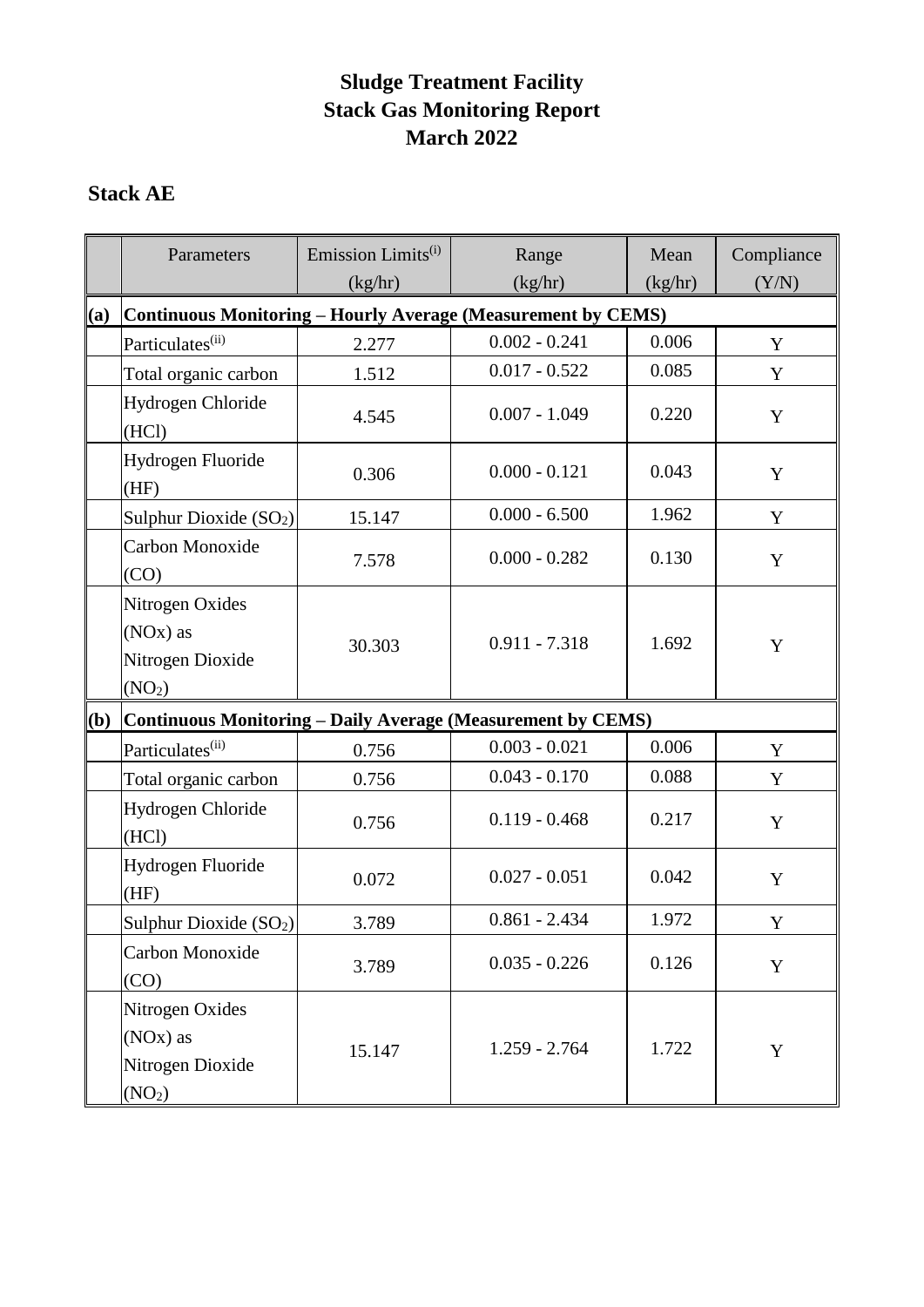# Sludge Treatment Facility
# Stack Gas Monitoring Report
# March 2022

## Stack AE

| | Parameters | Emission Limits(i) (kg/hr) | Range (kg/hr) | Mean (kg/hr) | Compliance (Y/N) |
|---|---|---|---|---|---|
| **(a)** | **Continuous Monitoring – Hourly Average (Measurement by CEMS)** | | | | |
| | Particulates(ii) | 2.277 | 0.002 - 0.241 | 0.006 | Y |
| | Total organic carbon | 1.512 | 0.017 - 0.522 | 0.085 | Y |
| | Hydrogen Chloride (HCl) | 4.545 | 0.007 - 1.049 | 0.220 | Y |
| | Hydrogen Fluoride (HF) | 0.306 | 0.000 - 0.121 | 0.043 | Y |
| | Sulphur Dioxide ($SO_2$) | 15.147 | 0.000 - 6.500 | 1.962 | Y |
| | Carbon Monoxide (CO) | 7.578 | 0.000 - 0.282 | 0.130 | Y |
| | Nitrogen Oxides (NOx) as Nitrogen Dioxide ($NO_2$) | 30.303 | 0.911 - 7.318 | 1.692 | Y |
| **(b)** | **Continuous Monitoring – Daily Average (Measurement by CEMS)** | | | | |
| | Particulates(ii) | 0.756 | 0.003 - 0.021 | 0.006 | Y |
| | Total organic carbon | 0.756 | 0.043 - 0.170 | 0.088 | Y |
| | Hydrogen Chloride (HCl) | 0.756 | 0.119 - 0.468 | 0.217 | Y |
| | Hydrogen Fluoride (HF) | 0.072 | 0.027 - 0.051 | 0.042 | Y |
| | Sulphur Dioxide ($SO_2$) | 3.789 | 0.861 - 2.434 | 1.972 | Y |
| | Carbon Monoxide (CO) | 3.789 | 0.035 - 0.226 | 0.126 | Y |
| | Nitrogen Oxides (NOx) as Nitrogen Dioxide ($NO_2$) | 15.147 | 1.259 - 2.764 | 1.722 | Y |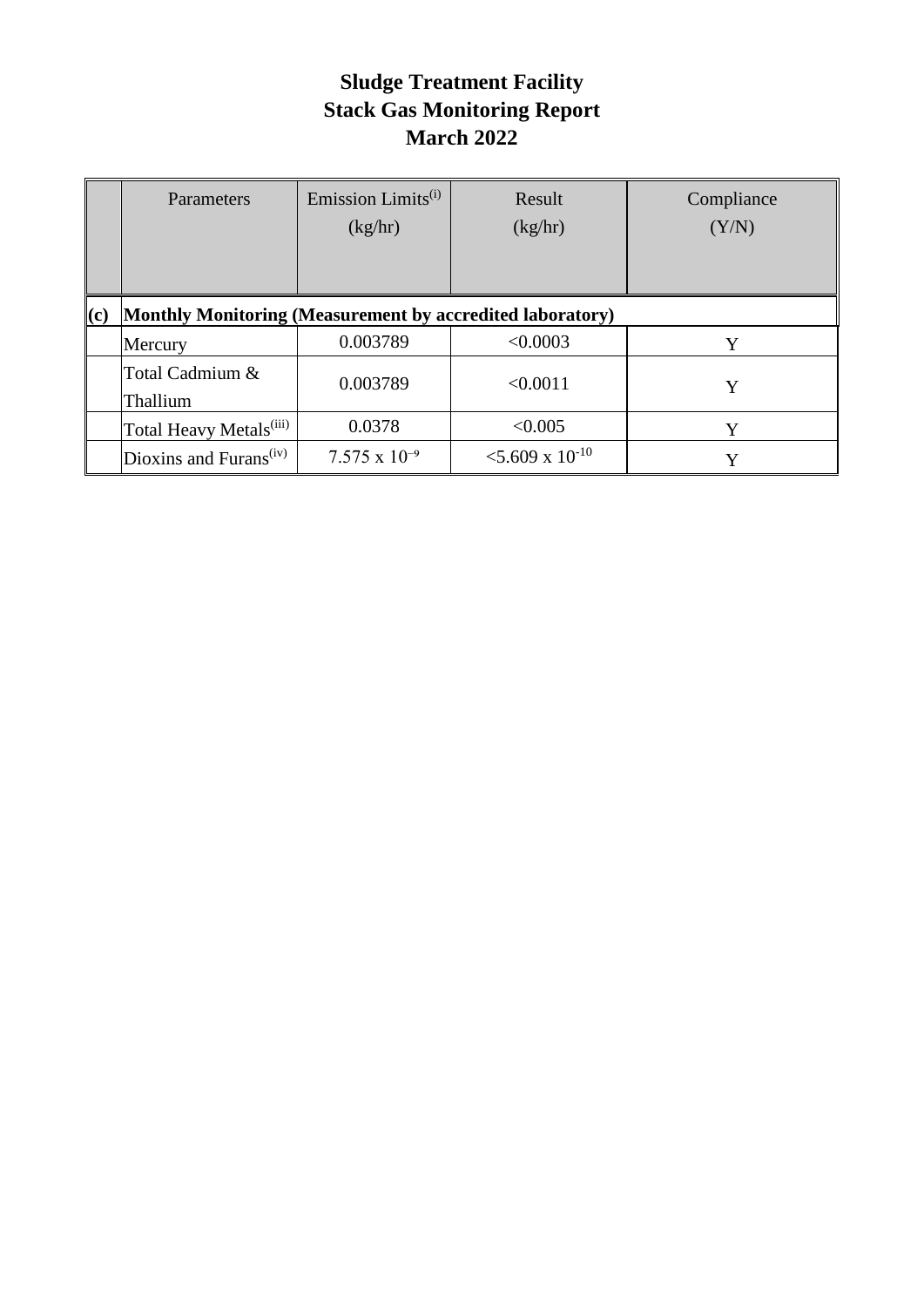# Sludge Treatment Facility
# Stack Gas Monitoring Report
# March 2022

| | Parameters | Emission Limits(i) (kg/hr) | Result (kg/hr) | Compliance (Y/N) |
|---|---|---|---|---|
| **(c)** | **Monthly Monitoring (Measurement by accredited laboratory)** | | | |
| | Mercury | 0.003789 | <0.0003 | Y |
| | Total Cadmium & Thallium | 0.003789 | <0.0011 | Y |
| | Total Heavy Metals(iii) | 0.0378 | <0.005 | Y |
| | Dioxins and Furans(iv) | $7.575 \times 10^{-9}$ | $<5.609 \times 10^{-10}$ | Y |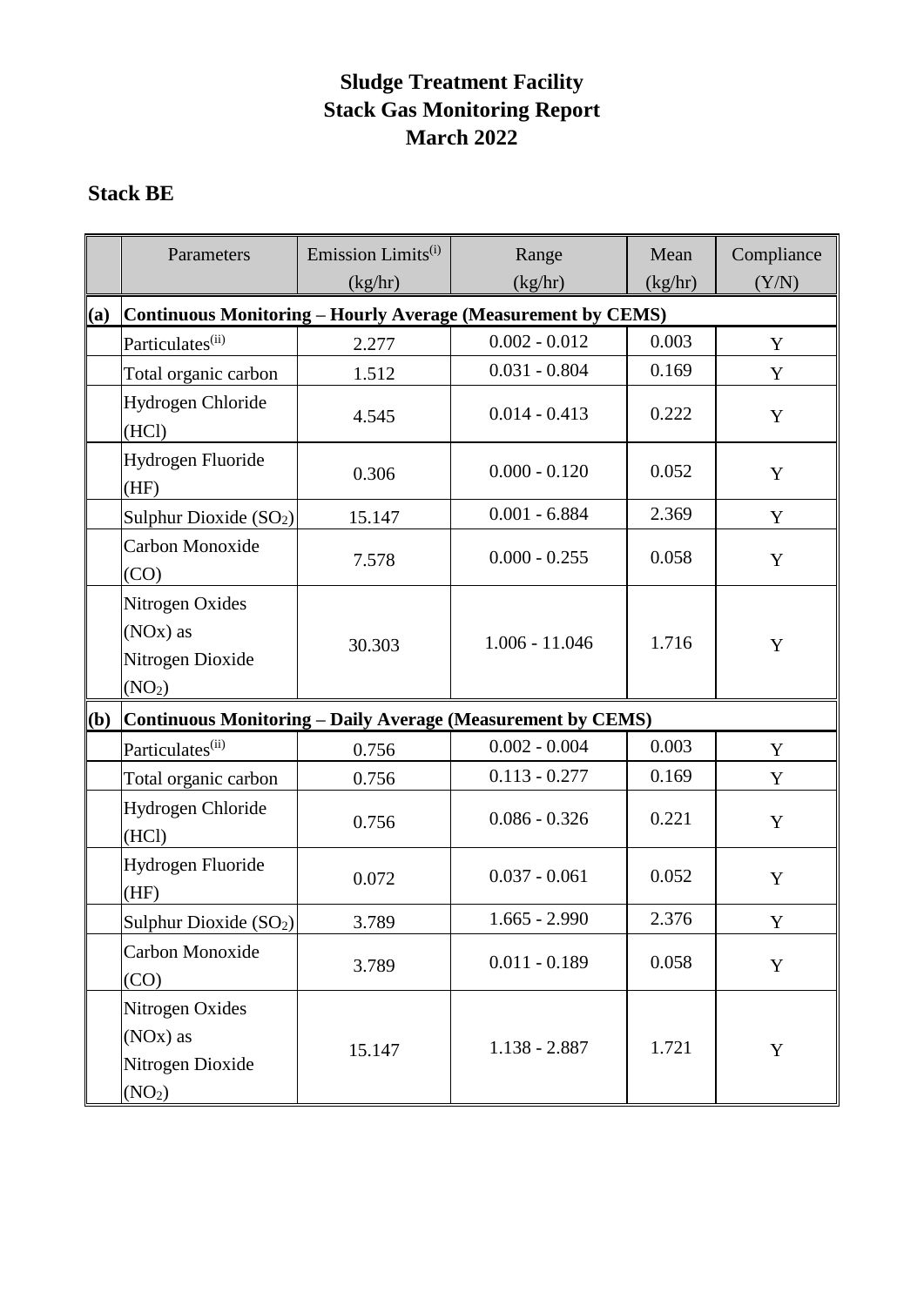# Sludge Treatment Facility
# Stack Gas Monitoring Report
# March 2022

## Stack BE

| | Parameters | Emission Limits(i) (kg/hr) | Range (kg/hr) | Mean (kg/hr) | Compliance (Y/N) |
|---|---|---|---|---|---|
| **(a)** | **Continuous Monitoring – Hourly Average (Measurement by CEMS)** | | | | |
| | Particulates(ii) | 2.277 | 0.002 - 0.012 | 0.003 | Y |
| | Total organic carbon | 1.512 | 0.031 - 0.804 | 0.169 | Y |
| | Hydrogen Chloride (HCl) | 4.545 | 0.014 - 0.413 | 0.222 | Y |
| | Hydrogen Fluoride (HF) | 0.306 | 0.000 - 0.120 | 0.052 | Y |
| | Sulphur Dioxide ($SO_2$) | 15.147 | 0.001 - 6.884 | 2.369 | Y |
| | Carbon Monoxide (CO) | 7.578 | 0.000 - 0.255 | 0.058 | Y |
| | Nitrogen Oxides (NOx) as Nitrogen Dioxide ($NO_2$) | 30.303 | 1.006 - 11.046 | 1.716 | Y |
| **(b)** | **Continuous Monitoring – Daily Average (Measurement by CEMS)** | | | | |
| | Particulates(ii) | 0.756 | 0.002 - 0.004 | 0.003 | Y |
| | Total organic carbon | 0.756 | 0.113 - 0.277 | 0.169 | Y |
| | Hydrogen Chloride (HCl) | 0.756 | 0.086 - 0.326 | 0.221 | Y |
| | Hydrogen Fluoride (HF) | 0.072 | 0.037 - 0.061 | 0.052 | Y |
| | Sulphur Dioxide ($SO_2$) | 3.789 | 1.665 - 2.990 | 2.376 | Y |
| | Carbon Monoxide (CO) | 3.789 | 0.011 - 0.189 | 0.058 | Y |
| | Nitrogen Oxides (NOx) as Nitrogen Dioxide ($NO_2$) | 15.147 | 1.138 - 2.887 | 1.721 | Y |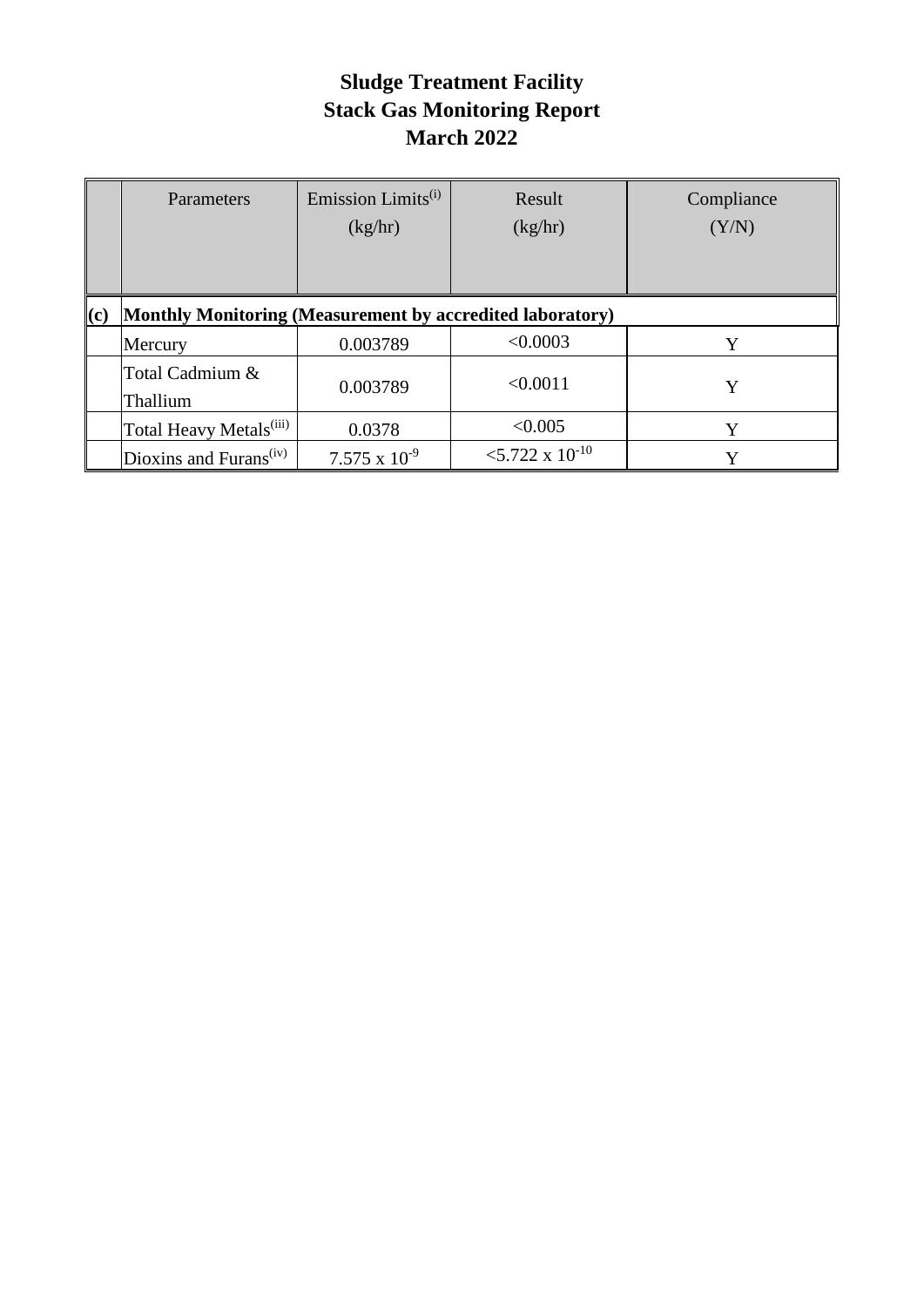# Sludge Treatment Facility
# Stack Gas Monitoring Report
# March 2022

| | Parameters | Emission Limits(i) (kg/hr) | Result (kg/hr) | Compliance (Y/N) |
|---|---|---|---|---|
| **(c)** | **Monthly Monitoring (Measurement by accredited laboratory)** | | | |
| | Mercury | 0.003789 | <0.0003 | Y |
| | Total Cadmium & Thallium | 0.003789 | <0.0011 | Y |
| | Total Heavy Metals(iii) | 0.0378 | <0.005 | Y |
| | Dioxins and Furans(iv) | $7.575 \times 10^{-9}$ | $<5.722 \times 10^{-10}$ | Y |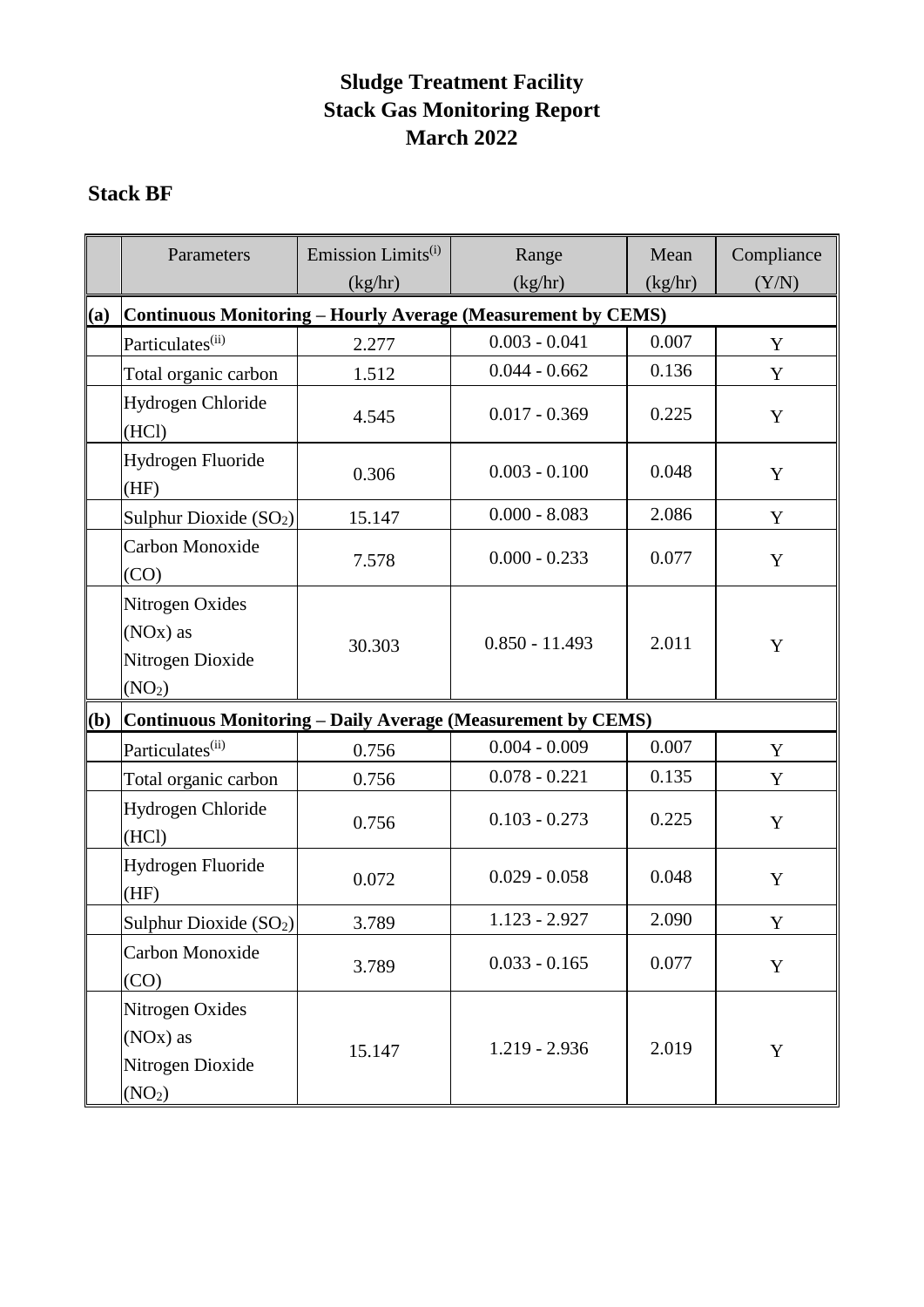# Sludge Treatment Facility
# Stack Gas Monitoring Report
# March 2022

## Stack BF

| | Parameters | Emission Limits[(i)] (kg/hr) | Range (kg/hr) | Mean (kg/hr) | Compliance (Y/N) |
|---|---|---|---|---|---|
| **(a)** | **Continuous Monitoring – Hourly Average (Measurement by CEMS)** | | | | |
| | Particulates[(ii)] | 2.277 | 0.003 - 0.041 | 0.007 | Y |
| | Total organic carbon | 1.512 | 0.044 - 0.662 | 0.136 | Y |
| | Hydrogen Chloride (HCl) | 4.545 | 0.017 - 0.369 | 0.225 | Y |
| | Hydrogen Fluoride (HF) | 0.306 | 0.003 - 0.100 | 0.048 | Y |
| | Sulphur Dioxide ($SO_2$) | 15.147 | 0.000 - 8.083 | 2.086 | Y |
| | Carbon Monoxide (CO) | 7.578 | 0.000 - 0.233 | 0.077 | Y |
| | Nitrogen Oxides (NOx) as Nitrogen Dioxide ($NO_2$) | 30.303 | 0.850 - 11.493 | 2.011 | Y |
| **(b)** | **Continuous Monitoring – Daily Average (Measurement by CEMS)** | | | | |
| | Particulates[(ii)] | 0.756 | 0.004 - 0.009 | 0.007 | Y |
| | Total organic carbon | 0.756 | 0.078 - 0.221 | 0.135 | Y |
| | Hydrogen Chloride (HCl) | 0.756 | 0.103 - 0.273 | 0.225 | Y |
| | Hydrogen Fluoride (HF) | 0.072 | 0.029 - 0.058 | 0.048 | Y |
| | Sulphur Dioxide ($SO_2$) | 3.789 | 1.123 - 2.927 | 2.090 | Y |
| | Carbon Monoxide (CO) | 3.789 | 0.033 - 0.165 | 0.077 | Y |
| | Nitrogen Oxides (NOx) as Nitrogen Dioxide ($NO_2$) | 15.147 | 1.219 - 2.936 | 2.019 | Y |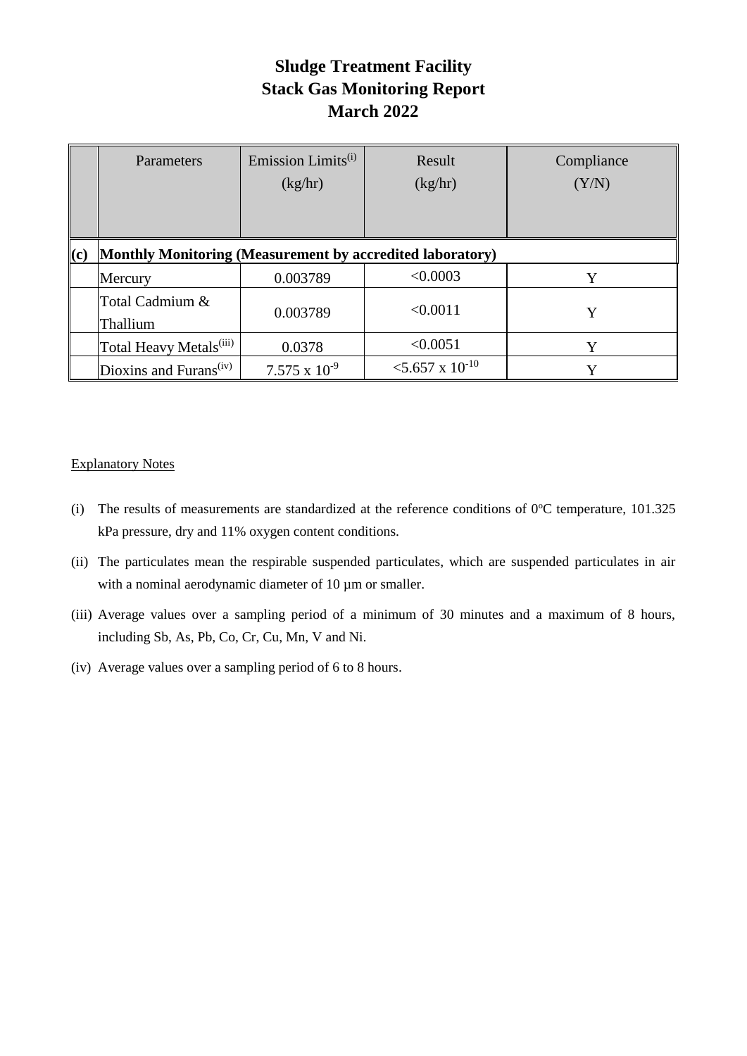# Sludge Treatment Facility
# Stack Gas Monitoring Report
# March 2022

| | Parameters | Emission Limits[(i)] (kg/hr) | Result (kg/hr) | Compliance (Y/N) |
|---|---|---|---|---|
| **(c)** | **Monthly Monitoring (Measurement by accredited laboratory)** | | | |
| | Mercury | 0.003789 | <0.0003 | Y |
| | Total Cadmium & Thallium | 0.003789 | <0.0011 | Y |
| | Total Heavy Metals[(iii)] | 0.0378 | <0.0051 | Y |
| | Dioxins and Furans[(iv)] | $7.575 \times 10^{-9}$ | $<5.657 \times 10^{-10}$ | Y |

Explanatory Notes

(i) The results of measurements are standardized at the reference conditions of 0°C temperature, 101.325 kPa pressure, dry and 11% oxygen content conditions.

(ii) The particulates mean the respirable suspended particulates, which are suspended particulates in air with a nominal aerodynamic diameter of 10 µm or smaller.

(iii) Average values over a sampling period of a minimum of 30 minutes and a maximum of 8 hours, including Sb, As, Pb, Co, Cr, Cu, Mn, V and Ni.

(iv) Average values over a sampling period of 6 to 8 hours.